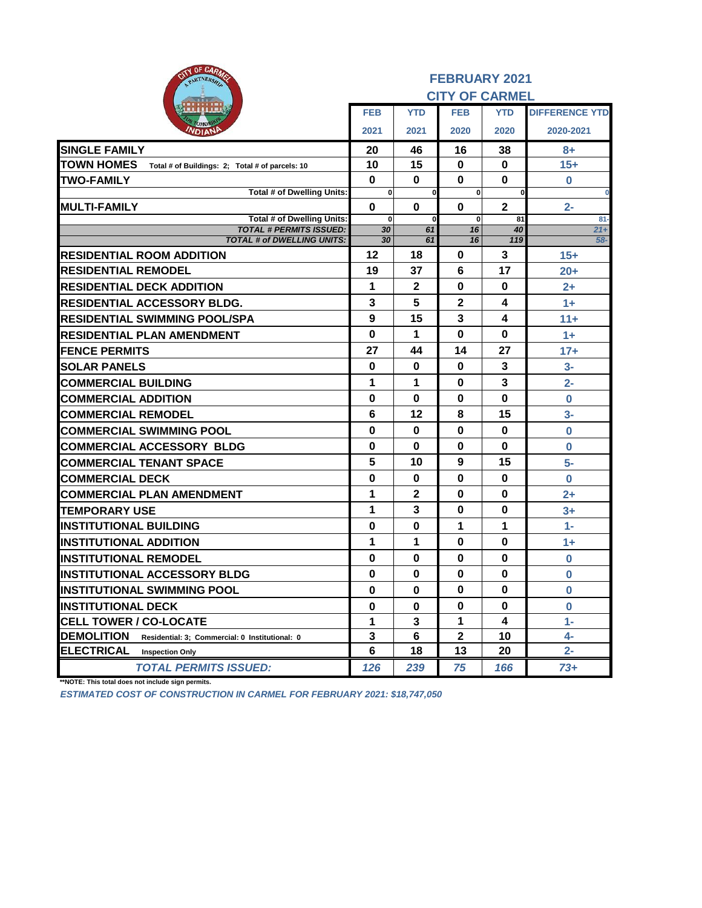## FEBRUARY 2021

## CITY OF CARMEL

| | FEB 2021 | YTD 2021 | FEB 2020 | YTD 2020 | DIFFERENCE YTD 2020-2021 |
|---|---|---|---|---|---|
| **SINGLE FAMILY** | 20 | 46 | 16 | 38 | 8+ |
| **TOWN HOMES** Total # of Buildings: 2; Total # of parcels: 10 | 10 | 15 | 0 | 0 | 15+ |
| **TWO-FAMILY** | 0 | 0 | 0 | 0 | 0 |
| Total # of Dwelling Units: | 0 | 0 | 0 | 0 | 0 |
| **MULTI-FAMILY** | 0 | 0 | 0 | 2 | 2- |
| Total # of Dwelling Units: | 0 | 0 | 0 | 81 | 81- |
| *TOTAL # PERMITS ISSUED:* | 30 | 61 | 16 | 40 | 21+ |
| *TOTAL # of DWELLING UNITS:* | 30 | 61 | 16 | 119 | 58- |
| **RESIDENTIAL ROOM ADDITION** | 12 | 18 | 0 | 3 | 15+ |
| **RESIDENTIAL REMODEL** | 19 | 37 | 6 | 17 | 20+ |
| **RESIDENTIAL DECK ADDITION** | 1 | 2 | 0 | 0 | 2+ |
| **RESIDENTIAL ACCESSORY BLDG.** | 3 | 5 | 2 | 4 | 1+ |
| **RESIDENTIAL SWIMMING POOL/SPA** | 9 | 15 | 3 | 4 | 11+ |
| **RESIDENTIAL PLAN AMENDMENT** | 0 | 1 | 0 | 0 | 1+ |
| **FENCE PERMITS** | 27 | 44 | 14 | 27 | 17+ |
| **SOLAR PANELS** | 0 | 0 | 0 | 3 | 3- |
| **COMMERCIAL BUILDING** | 1 | 1 | 0 | 3 | 2- |
| **COMMERCIAL ADDITION** | 0 | 0 | 0 | 0 | 0 |
| **COMMERCIAL REMODEL** | 6 | 12 | 8 | 15 | 3- |
| **COMMERCIAL SWIMMING POOL** | 0 | 0 | 0 | 0 | 0 |
| **COMMERCIAL ACCESSORY BLDG** | 0 | 0 | 0 | 0 | 0 |
| **COMMERCIAL TENANT SPACE** | 5 | 10 | 9 | 15 | 5- |
| **COMMERCIAL DECK** | 0 | 0 | 0 | 0 | 0 |
| **COMMERCIAL PLAN AMENDMENT** | 1 | 2 | 0 | 0 | 2+ |
| **TEMPORARY USE** | 1 | 3 | 0 | 0 | 3+ |
| **INSTITUTIONAL BUILDING** | 0 | 0 | 1 | 1 | 1- |
| **INSTITUTIONAL ADDITION** | 1 | 1 | 0 | 0 | 1+ |
| **INSTITUTIONAL REMODEL** | 0 | 0 | 0 | 0 | 0 |
| **INSTITUTIONAL ACCESSORY BLDG** | 0 | 0 | 0 | 0 | 0 |
| **INSTITUTIONAL SWIMMING POOL** | 0 | 0 | 0 | 0 | 0 |
| **INSTITUTIONAL DECK** | 0 | 0 | 0 | 0 | 0 |
| **CELL TOWER / CO-LOCATE** | 1 | 3 | 1 | 4 | 1- |
| **DEMOLITION** Residential: 3; Commercial: 0 Institutional: 0 | 3 | 6 | 2 | 10 | 4- |
| **ELECTRICAL** Inspection Only | 6 | 18 | 13 | 20 | 2- |
| *TOTAL PERMITS ISSUED:* | 126 | 239 | 75 | 166 | 73+ |

**NOTE: This total does not include sign permits.

*ESTIMATED COST OF CONSTRUCTION IN CARMEL FOR FEBRUARY 2021: $18,747,050*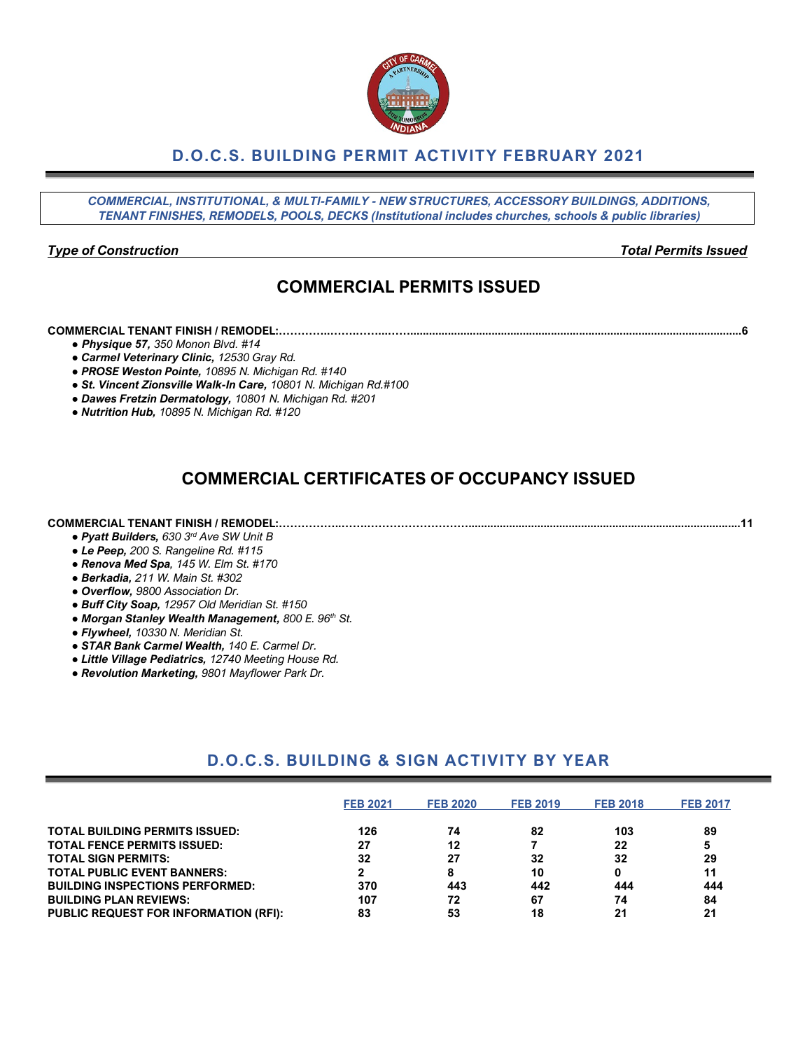# D.O.C.S. BUILDING PERMIT ACTIVITY FEBRUARY 2021

*COMMERCIAL, INSTITUTIONAL, & MULTI-FAMILY - NEW STRUCTURES, ACCESSORY BUILDINGS, ADDITIONS, TENANT FINISHES, REMODELS, POOLS, DECKS (Institutional includes churches, schools & public libraries)*

***Type of Construction*** — ***Total Permits Issued***

## COMMERCIAL PERMITS ISSUED

**COMMERCIAL TENANT FINISH / REMODEL:**..........................................................................................................................6

- ***Physique 57,*** *350 Monon Blvd. #14*
- ***Carmel Veterinary Clinic,*** *12530 Gray Rd.*
- ***PROSE Weston Pointe,*** *10895 N. Michigan Rd. #140*
- ***St. Vincent Zionsville Walk-In Care,*** *10801 N. Michigan Rd.#100*
- ***Dawes Fretzin Dermatology,*** *10801 N. Michigan Rd. #201*
- ***Nutrition Hub,*** *10895 N. Michigan Rd. #120*

## COMMERCIAL CERTIFICATES OF OCCUPANCY ISSUED

**COMMERCIAL TENANT FINISH / REMODEL:**..........................................................................................................................11

- ***Pyatt Builders,*** *630 3rd Ave SW Unit B*
- ***Le Peep,*** *200 S. Rangeline Rd. #115*
- ***Renova Med Spa****, 145 W. Elm St. #170*
- ***Berkadia,*** *211 W. Main St. #302*
- ***Overflow,*** *9800 Association Dr.*
- ***Buff City Soap,*** *12957 Old Meridian St. #150*
- ***Morgan Stanley Wealth Management,*** *800 E. 96th St.*
- ***Flywheel,*** *10330 N. Meridian St.*
- ***STAR Bank Carmel Wealth,*** *140 E. Carmel Dr.*
- ***Little Village Pediatrics,*** *12740 Meeting House Rd.*
- ***Revolution Marketing,*** *9801 Mayflower Park Dr.*

## D.O.C.S. BUILDING & SIGN ACTIVITY BY YEAR

| | FEB 2021 | FEB 2020 | FEB 2019 | FEB 2018 | FEB 2017 |
|---|---|---|---|---|---|
| **TOTAL BUILDING PERMITS ISSUED:** | 126 | 74 | 82 | 103 | 89 |
| **TOTAL FENCE PERMITS ISSUED:** | 27 | 12 | 7 | 22 | 5 |
| **TOTAL SIGN PERMITS:** | 32 | 27 | 32 | 32 | 29 |
| **TOTAL PUBLIC EVENT BANNERS:** | 2 | 8 | 10 | 0 | 11 |
| **BUILDING INSPECTIONS PERFORMED:** | 370 | 443 | 442 | 444 | 444 |
| **BUILDING PLAN REVIEWS:** | 107 | 72 | 67 | 74 | 84 |
| **PUBLIC REQUEST FOR INFORMATION (RFI):** | 83 | 53 | 18 | 21 | 21 |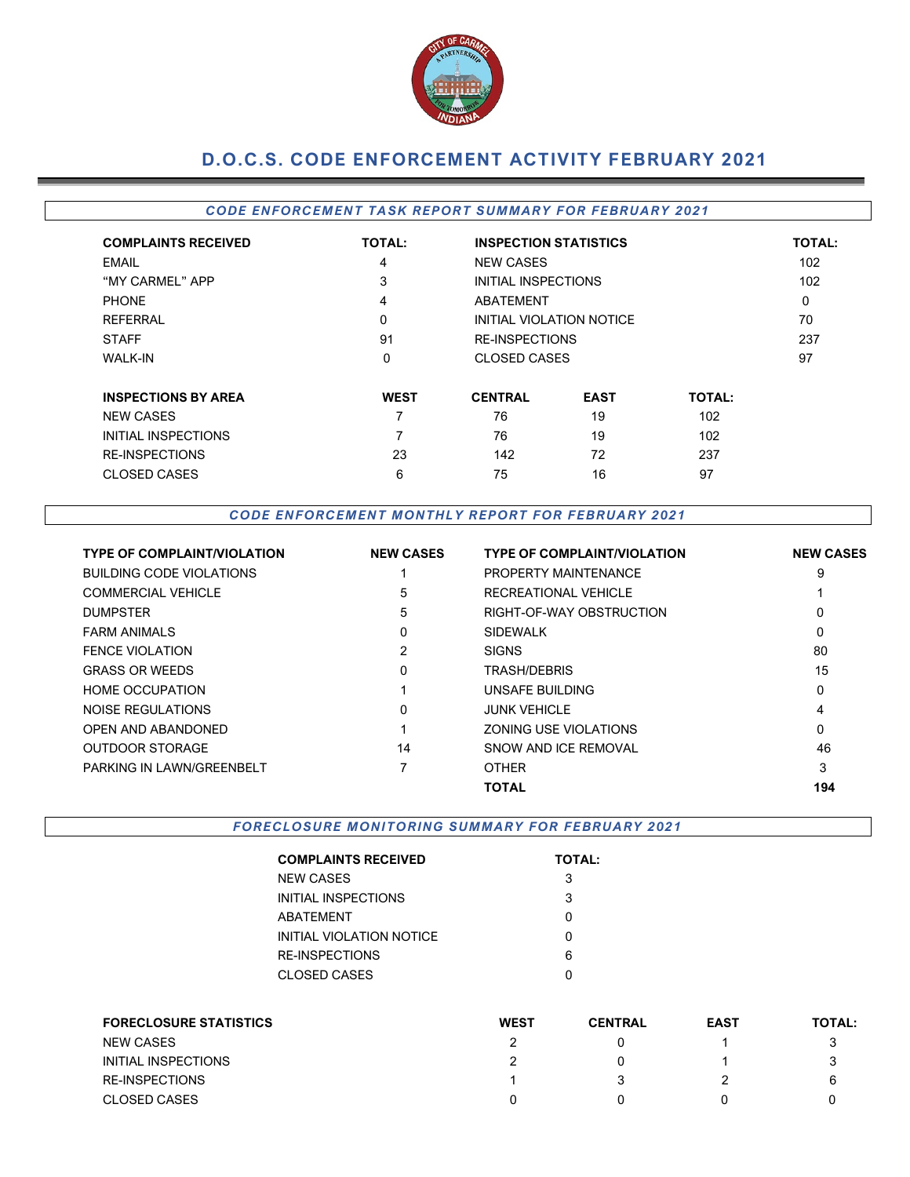# D.O.C.S. CODE ENFORCEMENT ACTIVITY FEBRUARY 2021

## *CODE ENFORCEMENT TASK REPORT SUMMARY FOR FEBRUARY 2021*

| COMPLAINTS RECEIVED | TOTAL: | INSPECTION STATISTICS | TOTAL: |
|---|---|---|---|
| EMAIL | 4 | NEW CASES | 102 |
| "MY CARMEL" APP | 3 | INITIAL INSPECTIONS | 102 |
| PHONE | 4 | ABATEMENT | 0 |
| REFERRAL | 0 | INITIAL VIOLATION NOTICE | 70 |
| STAFF | 91 | RE-INSPECTIONS | 237 |
| WALK-IN | 0 | CLOSED CASES | 97 |

| INSPECTIONS BY AREA | WEST | CENTRAL | EAST | TOTAL: |
|---|---|---|---|---|
| NEW CASES | 7 | 76 | 19 | 102 |
| INITIAL INSPECTIONS | 7 | 76 | 19 | 102 |
| RE-INSPECTIONS | 23 | 142 | 72 | 237 |
| CLOSED CASES | 6 | 75 | 16 | 97 |

## *CODE ENFORCEMENT MONTHLY REPORT FOR FEBRUARY 2021*

| TYPE OF COMPLAINT/VIOLATION | NEW CASES | TYPE OF COMPLAINT/VIOLATION | NEW CASES |
|---|---|---|---|
| BUILDING CODE VIOLATIONS | 1 | PROPERTY MAINTENANCE | 9 |
| COMMERCIAL VEHICLE | 5 | RECREATIONAL VEHICLE | 1 |
| DUMPSTER | 5 | RIGHT-OF-WAY OBSTRUCTION | 0 |
| FARM ANIMALS | 0 | SIDEWALK | 0 |
| FENCE VIOLATION | 2 | SIGNS | 80 |
| GRASS OR WEEDS | 0 | TRASH/DEBRIS | 15 |
| HOME OCCUPATION | 1 | UNSAFE BUILDING | 0 |
| NOISE REGULATIONS | 0 | JUNK VEHICLE | 4 |
| OPEN AND ABANDONED | 1 | ZONING USE VIOLATIONS | 0 |
| OUTDOOR STORAGE | 14 | SNOW AND ICE REMOVAL | 46 |
| PARKING IN LAWN/GREENBELT | 7 | OTHER | 3 |
| | | **TOTAL** | **194** |

## *FORECLOSURE MONITORING SUMMARY FOR FEBRUARY 2021*

| COMPLAINTS RECEIVED | TOTAL: |
|---|---|
| NEW CASES | 3 |
| INITIAL INSPECTIONS | 3 |
| ABATEMENT | 0 |
| INITIAL VIOLATION NOTICE | 0 |
| RE-INSPECTIONS | 6 |
| CLOSED CASES | 0 |

| FORECLOSURE STATISTICS | WEST | CENTRAL | EAST | TOTAL: |
|---|---|---|---|---|
| NEW CASES | 2 | 0 | 1 | 3 |
| INITIAL INSPECTIONS | 2 | 0 | 1 | 3 |
| RE-INSPECTIONS | 1 | 3 | 2 | 6 |
| CLOSED CASES | 0 | 0 | 0 | 0 |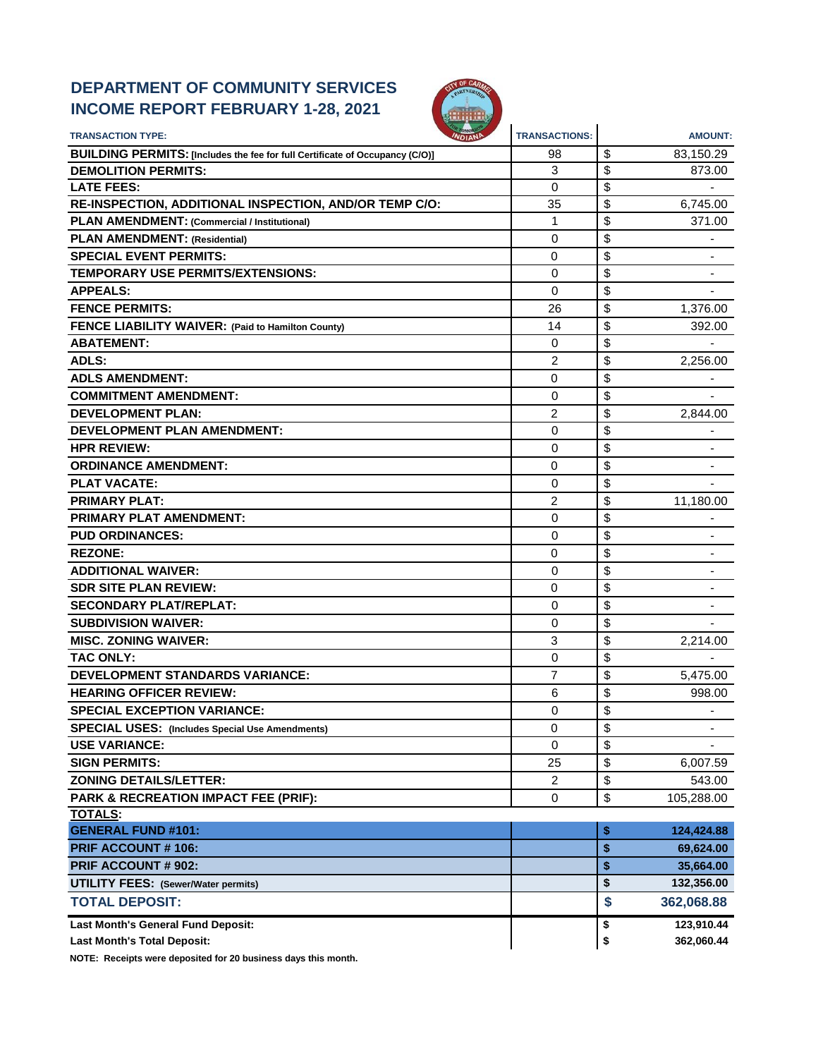# DEPARTMENT OF COMMUNITY SERVICES
# INCOME REPORT FEBRUARY 1-28, 2021

| TRANSACTION TYPE: | TRANSACTIONS: | AMOUNT: |
|---|---|---|
| **BUILDING PERMITS: [Includes the fee for full Certificate of Occupancy (C/O)]** | 98 | $ 83,150.29 |
| **DEMOLITION PERMITS:** | 3 | $ 873.00 |
| **LATE FEES:** | 0 | $ - |
| **RE-INSPECTION, ADDITIONAL INSPECTION, AND/OR TEMP C/O:** | 35 | $ 6,745.00 |
| **PLAN AMENDMENT: (Commercial / Institutional)** | 1 | $ 371.00 |
| **PLAN AMENDMENT: (Residential)** | 0 | $ - |
| **SPECIAL EVENT PERMITS:** | 0 | $ - |
| **TEMPORARY USE PERMITS/EXTENSIONS:** | 0 | $ - |
| **APPEALS:** | 0 | $ - |
| **FENCE PERMITS:** | 26 | $ 1,376.00 |
| **FENCE LIABILITY WAIVER: (Paid to Hamilton County)** | 14 | $ 392.00 |
| **ABATEMENT:** | 0 | $ - |
| **ADLS:** | 2 | $ 2,256.00 |
| **ADLS AMENDMENT:** | 0 | $ - |
| **COMMITMENT AMENDMENT:** | 0 | $ - |
| **DEVELOPMENT PLAN:** | 2 | $ 2,844.00 |
| **DEVELOPMENT PLAN AMENDMENT:** | 0 | $ - |
| **HPR REVIEW:** | 0 | $ - |
| **ORDINANCE AMENDMENT:** | 0 | $ - |
| **PLAT VACATE:** | 0 | $ - |
| **PRIMARY PLAT:** | 2 | $ 11,180.00 |
| **PRIMARY PLAT AMENDMENT:** | 0 | $ - |
| **PUD ORDINANCES:** | 0 | $ - |
| **REZONE:** | 0 | $ - |
| **ADDITIONAL WAIVER:** | 0 | $ - |
| **SDR SITE PLAN REVIEW:** | 0 | $ - |
| **SECONDARY PLAT/REPLAT:** | 0 | $ - |
| **SUBDIVISION WAIVER:** | 0 | $ - |
| **MISC. ZONING WAIVER:** | 3 | $ 2,214.00 |
| **TAC ONLY:** | 0 | $ - |
| **DEVELOPMENT STANDARDS VARIANCE:** | 7 | $ 5,475.00 |
| **HEARING OFFICER REVIEW:** | 6 | $ 998.00 |
| **SPECIAL EXCEPTION VARIANCE:** | 0 | $ - |
| **SPECIAL USES: (Includes Special Use Amendments)** | 0 | $ - |
| **USE VARIANCE:** | 0 | $ - |
| **SIGN PERMITS:** | 25 | $ 6,007.59 |
| **ZONING DETAILS/LETTER:** | 2 | $ 543.00 |
| **PARK & RECREATION IMPACT FEE (PRIF):** | 0 | $ 105,288.00 |
| **TOTALS:** | | |
| **GENERAL FUND #101:** | | **$ 124,424.88** |
| **PRIF ACCOUNT # 106:** | | **$ 69,624.00** |
| **PRIF ACCOUNT # 902:** | | **$ 35,664.00** |
| **UTILITY FEES: (Sewer/Water permits)** | | **$ 132,356.00** |
| **TOTAL DEPOSIT:** | | **$ 362,068.88** |
| **Last Month's General Fund Deposit:** | | **$ 123,910.44** |
| **Last Month's Total Deposit:** | | **$ 362,060.44** |

**NOTE: Receipts were deposited for 20 business days this month.**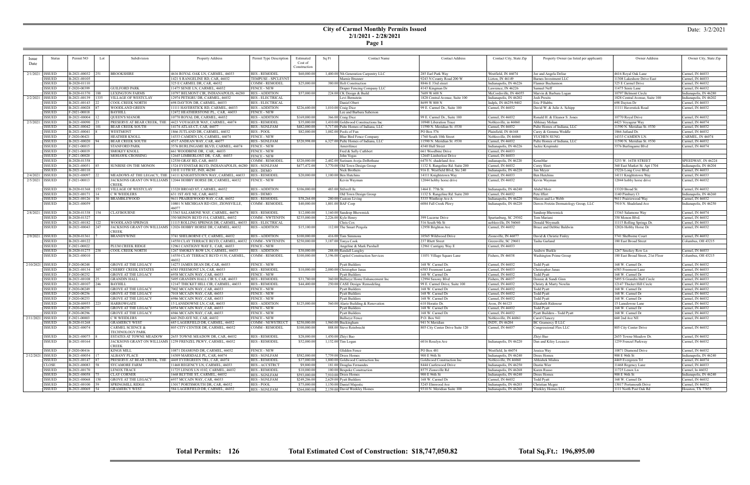# City of Carmel Monthly Permits Issued
## 2/1/2021 - 2/28/2021

Date: 3/2/2021

| Issue Date | Status | Permit NO | Lot | Subdivision | Property Address | Permit Type Description | Estimated Cost of Construction | Sq Ft | Contact Name | Contact Address | Contact City, State Zip | Property Owner (as listed per applicant) | Owner Address | Owner City, State Zip |
|---|---|---|---|---|---|---|---|---|---|---|---|---|---|---|
| 2/1/2021 | ISSUED | B-2021-00032 | 251 | BROOKSHIRE | 4616 ROYAL OAK LN, CARMEL, 46033 | RES - REMODEL | $60,000.00 | 1,400.00 | 5th Generation Carpentry LLC | 285 Earl Park Way | Westfield, IN 46074 | Joe and Angela Delise | 4616 Royal Oak Lane | Carmel, IN 46033 |
| | ISSUED | B-2021-00105 | | | 1421 S RANGELINE RD, CAR, 46032 | TEMPUSE - SPCLEVNT | | | Mamie Brunner | 9243 N County Road 200 W | Lizton, IN 46149 | Barnes Investment LLC | 11308 Lakeshore Drive East | Carmel, IN 46033 |
| | ISSUED | B-2020-01110 | | | 325 E CARMEL DR, CAR, 46032 | COMM - REMODEL | $25,000.00 | 380.00 | Holt Construction | 8846 E 33rd street | Indianapolis, IN 46226 | Flanner Buchannon | 325 E Carmel Drive | Carmel, IN 46032 |
| | ISSUED | F-2020-00399 | | GUILFORD PARK | 11475 SENIE LN, CARMEL, 46032 | FENCE - NEW | | | Draper Fencing Company LLC | 4143 Kingman Dr | Lawrence, IN 46226 | Samuel Neff | 11475 Senie Lane | Carmel, IN 46032 |
| | ISSUED | B-2020-01370 | 188 | LEXINGTON FARMS | 10797 BELMONT CIR, INDIANAPOLIS, 46280 | RES - ADDITION | $57,000.00 | 224.00 | CK Design & Build | 7609 W 600 N | McCordsville, IN 46055 | Marvin & Barbara Logan | 10797 Belmont Circle | Indianapolis, IN 46280 |
| 2/2/2021 | ISSUED | B-2021-00139 | 1335 | VILLAGE OF WESTCLAY | 12974 PETIGRU DR, CARMEL, 46032 | RES - ELECTRICAL | | | Levi Bernstein | 1828 Central Avenue, Suite 100 | Indianapolis, IN 46202 | Josh Presits | 1828 Central Avenue, Suite 100 | Indianapolis, IN 46202 |
| | ISSUED | B-2021-00143 | 22 | COOL CREEK NORTH | 698 DAYTON DR, CARMEL, 46033 | RES - ELECTRICAL | | | Daniel Obert | 8699 W 800 N | Indpls, IN 46259-9402 | Eric P Babbs | 698 Dayton Dr | Carmel, IN 46033 |
| | ISSUED | B-2021-00028 | 87 | WOODLAND GREEN | 11111 HAVERSTICK RD, CARMEL, 46033 | RES - ADDITION | $226,600.00 | 1,010.00 | Craig Dice | 99 E. Carmel Dr., Suite 100 | Carmel, IN 46032 | David W. & Julie A. Schipp | 11111 Haverstick Road | Carmel, IN 46032 |
| | ISSUED | F-2021-00018 | | BAYHILL | 12472 HEATHERSTONE PL, CAR, 46033 | FENCE - NEW | | | Lee and Barbara Saberson | | | | | |
| | ISSUED | B-2021-00004 | 12 | QUEEN'S MANOR | 10770 ROYAL DR, CARMEL, 46032 | RES - ADDITION | $169,000.00 | 366.00 | Craig Dice | 99 E. Carmel Dr., Suite 100 | Carmel, IN 46032 | Ronald H. & Eleanor S. Jones | 10770 Royal Drive | Carmel, IN 46032 |
| 2/3/2021 | ISSUED | B-2021-00090 | 23 | PRESERVE AT BEAR CREEK, THE | 4423 VOYAGEUR WAY, CARMEL, 46074 | RES - REMODEL | $35,000.00 | 1,410.00 | Goldwood Constructions Inc | 10948 Liberation Trace | Noblesville, in 46060 | Abhinay Mohan | 4423 Voyageur Way | Carmel, IN 46074 |
| | ISSUED | B-2021-00042 | 101 | BEAR CREEK SOUTH | 14174 ATLAS CT, CAR, 46077 | RES - SGNLFAM | $482,000.00 | 5,717.00 | Pulte Homes of Indiana, LLC | 11590 N. Meridian St. #530 | Carmel, IN 46032 | Pulte Homes of Indiana, LLC | 11590 N. Meridian St. #530 | Carmel, IN 46032 |
| | ISSUED | B-2021-00041 | 8 | WESTMONT | 1866 JUTLAND DR, CARMEL, 46032 | RES - POOL | $82,000.00 | 1,002.00 | Pools of Fun | PO Box 576 | Plainfield, IN 46168 | Carey & Gemma Weddle | 1866 Jutland Dr. | Carmel, IN 46032 |
| | ISSUED | F-2020-00421 | | HEATHER KNOLL | 14333 CAMDEN LN, CARMEL, 46074 | FENCE - NEW | | | Blue Bird Fence Company | 1760 South 10th Street | Noblesville, IN 46060 | YUCHEN SUNG | 14333 CAMDEN LN. | CARMEL, IN 46074 |
| | ISSUED | B-2021-00020 | 94 | BEAR CREEK SOUTH | 4517 ANDEAN WAY, CAR, 46077 | RES - SGNLFAM | $520,998.00 | 6,327.00 | Pulte Homes of Indiana, LLC | 11590 N. Meridian St. #530 | Carmel, IN 46032 | Pulte Homes of Indiana, LLC | 11590 N. Meridian St. #530 | Carmel, IN 46032 |
| | ISSUED | F-2021-00015 | | STANFORD PARK | 3576 BURLINGAME BLVD, CARMEL, 46074 | FENCE - NEW | | | Amerifence | 4340 Hull Street | Indianapolis, IN 46226 | Jackie Krupinski | 3576 Burlingame Blvd | Carmel, IN 46074 |
| | ISSUED | F-2021-00019 | | SMOKEY KNOLL | 661 WOODBINE DR, CAR, 46033 | FENCE - NEW | | | Fred & Sally Cuthbert | 661 Woodbine Drive | Carmel, IN 46033 | | | |
| | ISSUED | F-2021-00020 | | MOHAWK CROSSING | 12645 LIMBERLOST DR, CAR, 46033 | FENCE - NEW | | | John Vogus | 12645 Limberlost Drive | Carmel, IN 46033 | | | |
| | ISSUED | B-2020-01358 | | | 12530 GRAY RD, CAR, 46033 | COMM - REMODEL | $320,000.00 | 2,402.00 | Samson Aveja-DeBethune | 6470 N. shadeland Ave. | indianapolis, IN 46220 | KennMar | 5253 W. 16TH STREET | SPEEDWAY, IN 46224 |
| | ISSUED | B-2021-00051 | 85 | SUNRISE ON THE MONON | 1324 EVENSTAR BLVD, INDIANAPOLIS, 46280 | RES - SGNLFAM | $477,472.00 | 3,770.00 | Old Town Design Group | 1132 S. Rangeline Rd. Suite 200 | Carmel, IN 46032 | Corey Sleet | 360 East Market St. Apt 1704 | Indianapolis, IN 46204 |
| | ISSUED | B-2021-00110 | | | 110 E 111TH ST, IND, 46280 | RES - DEMO | | | Nick Brothers | 916 E. Westfield Blvd, Ste 240 | Indianapolis, IN 46220 | Jim Meyer | 15226 Long Cove Blvd. | Carmel, IN 46033 |
| 2/4/2021 | ISSUED | B-2021-00097 | 22 | MEADOWS AT THE LEGACY, THE | 14111 KNIGHTSTOWN WAY, CARMEL, 46033 | RES - REMODEL | $20,000.00 | 1,100.00 | Ben Hutchins | 14111 Knightstown Way | Carmel, IN 46033 | Ben Hutchins | 14111 Knightstown Way | Carmel, IN 46033 |
| 2/5/2021 | ISSUED | F-2021-00013 | | JACKSONS GRANT ON WILLIAMS CREEK | 12044 HOBBY HORSE DR, CARMEL, 46032 | FENCE - NEW | | | Kevin Wayman | 12044 hobby horse drive | Carmel, IN 46032 | Kevin Wayman | 12044 hobby horse drive | Carmel, IN 46032 |
| | ISSUED | B-2020-01368 | 153 | VILLAGE OF WESTCLAY | 13320 BROAD ST, CARMEL, 46032 | RES - ADDITION | $106,000.00 | 483.00 | Stilwell llc | 1464 E. 77th St. | Indianapolis, IN 46240 | Abdul Moiz | 13320 Broad St. | Carmel, IN 46032 |
| | ISSUED | B-2021-00171 | 14 | C W WEIDLERS | 631 1ST AVE NE, CAR, 46032 | RES - DEMO | | | Old Town Design Group | 1132 S. Rangeline Rd. Suite 200 | Carmel, IN 46032 | Pete Iffert | 1140 Pinebury Ct | Indianapolis, IN 46260 |
| | ISSUED | B-2021-00126 | 30 | BRAMBLEWOOD | 9611 PRAIRIEWOOD WAY, CAR, 46032 | RES - REMODEL | $58,264.00 | 280.00 | Custom Living | 5335 Winthrop Ave A | Indianapolis, IN 46220 | Mason and Lo Webb | 9611 Prairiewood Way | Carmel, IN 46032 |
| | ISSUED | B-2021-00059 | | | 10801 N MICHIGAN RD #201, ZIONSVILLE, 46077 | COMM - REMODEL | $40,000.00 | 1,801.00 | BAF Corp | 6084 Fall Creek Pkwy | Indianapolis, IN 46220 | Dawes Fretzin Dermatology Group, LLC | 7910 N. Shadeland Ave | Indianapolis, IN 46250 |
| 2/8/2021 | ISSUED | B-2020-01338 | 154 | CLAYBOURNE | 13363 SALAMONE WAY, CARMEL, 46074 | RES - REMODEL | $12,000.00 | 1,160.00 | Sandeep Bhowmick | | | Sandeep Bhowmick | 13363 Salamone Way | Carmel, IN 46074 |
| | ISSUED | B-2020-01327 | | | 350 MONON BLVD #14, CARMEL, 46032 | COMM - NWTENFIN | $235,000.00 | 2,226.00 | Kyle Henry | 399 Lucerne Drive | Spartanburg, SC 29302 | Tom Mariani | 350 Monon Blvd. | Carmel, IN 46032 |
| | ISSUED | B-2021-00182 | 122 | WOODLAND SPRINGS | 11115 ROLLING SPRINGS DR, CARMEL, 46033 | RES - ELECTRICAL | | | Chris Cox | 516 South 9th St | noblesville, IN 56060 | Donald Weymuth | 11115 Rolling Springs Dr. | Carmel, IN 46033 |
| | ISSUED | B-2021-00043 | 247 | JACKSONS GRANT ON WILLIAMS CREEK | 12026 HOBBY HORSE DR, CARMEL, 46032 | RES - ADDITION | $15,100.00 | 112.00 | The Smart Pergola | 12958 Brighton Ave | Carmel, IN 46032 | Bruce and Debbie Baldwin | 12026 Hobby Horse Dr | Carmel, IN 46032 |
| 2/9/2021 | ISSUED | B-2020-01361 | | BRANDYWINE | 3741 SHELBORNE CT, CARMEL, 46032 | RES - ADDITION | $100,000.00 | 416.00 | Tom Simmons | 10565 Wildwood Drive | Zionsville, IN 46077 | David & Christie Finley | 3741 Shelborne Court | Carmel, IN 46032 |
| | ISSUED | B-2021-00122 | | | 14550 CLAY TERRACE BLVD, CARMEL, 46032 | COMM - NWTENFIN | $250,000.00 | 3,187.00 | Tonya Cook | 237 Rhett Street | Greenville, SC 29601 | Tasha Garland | 180 East Broad Street | Columbus, OH 43215 |
| | ISSUED | F-2021-00022 | | PLUM CREEK RIDGE | 12961 CANTIGNY WAY E, CAR, 46033 | FENCE - NEW | | | Angeline & Mark Parshall | 12961 Cantigny Way E | Carmel, IN 46033 | | | |
| | ISSUED | B-2020-01275 | 238 | COOL CREEK NORTH | 1267 SMOKEY ROW LN, CARMEL, 46033 | RES - ADDITION | $30,000.00 | 288.00 | Randall Langley | | | Andrew Burkle | 1267 Smokey Row Ln | Carmel, IN 46033 |
| | ISSUED | B-2021-00010 | | | 14550 CLAY TERRACE BLVD #130, CARMEL, 46032 | COMM - REMODEL | $100,000.00 | 3,196.00 | Capitol Construction Services | 11051 Village Square Lane | Fishers, IN 46038 | Washington Prime Group | 180 East Broad Street, 21st Floor | Columbus, OH 43215 |
| 2/10/2021 | ISSUED | F-2020-00248 | | GROVE AT THE LEGACY | 14273 JAMES DEAN DR, CAR, 46033 | FENCE - NEW | | | Pyatt Builders | 168 W. Carmel Dr. | Carmel, IN 46032 | Todd Pyatt | 168 W. Carmel Dr. | Carmel, IN 46032 |
| | ISSUED | B-2021-00134 | 307 | CHERRY CREEK ESTATES | 6583 FREEMONT LN, CAR, 46033 | RES - REMODEL | $10,000.00 | 2,000.00 | Christopher Janas | 6583 Freemont Lane | Carmel, IN 46033 | Christopher Janas | 6583 Freemont Lane | Carmel, IN 46033 |
| | ISSUED | F-2020-00252 | | GROVE AT THE LEGACY | 6938 MCCAIN WAY, CAR, 46033 | FENCE - NEW | | | Pyatt Builders | 168 W. Carmel Dr | Carmel, IN 46032 | Todd Pyatt | 168 W. Carmel Dr | Carmel, IN 46032 |
| | ISSUED | B-2021-00108 | 25 | GRANDIN HALL | 5495 GRANDIN HALL CIR S, CAR, 46033 | RES - REMODEL | $31,780.00 | 360.00 | Bullseye Home Enhancement Inc | 12994 Saxony Blvd | Fishers, IN 46037 | Donnie & Sandi Ginn | 5495 S Grandin Hall Circle | Carmel, IN 46033 |
| | ISSUED | B-2021-00107 | 246 | BAYHILL | 12147 THICKET HILL CIR, CARMEL, 46033 | RES - REMODEL | $44,400.00 | 250.00 | CASE Design/ Remodeling | 99 E. Carmel Drive, Suite 100 | Carmel, IN 46032 | Christy & Marty Nowlin | 12147 Thicket Hill Circle | Carmel, IN 46033 |
| | ISSUED | F-2020-00249 | | GROVE AT THE LEGACY | 7002 MCCAIN WAY, CAR, 46033 | FENCE - NEW | | | Pyatt Builders | 168 W. Carmel Dr | Carmel, IN 46032 | Todd Pyatt | 168 W. Carmel Dr | Carmel, IN 46032 |
| | ISSUED | F-2020-00256 | | GROVE AT THE LEGACY | 7018 MCCAIN WAY, CAR, 46033 | FENCE - NEW | | | Pyatt Builders | 168 W. Carmel Dr | Carmel, IN 46032 | Todd Pyatt | 168 W. Carmel Dr | Carmel, IN 46032 |
| | ISSUED | F-2020-00253 | | GROVE AT THE LEGACY | 6986 MCCAIN WAY, CAR, 46033 | FENCE - NEW | | | Pyatt Builders | 168 W. Carmel Dr | Carmel, IN 46032 | Todd Pyatt | 168 W. Carmel Dr | Carmel, IN 46032 |
| | ISSUED | B-2020-00955 | 223 | HARROWGATE | 15 LANSDOWNE LN, CAR, 46033 | RES - ADDITION | $125,000.00 | 560.00 | Alarie Building & Renovation | 610 Horatio Dr. | Avon, IN 46123 | Elizabeth Ridenour | 15 Lansdowne Lane | Carmel, IN 46033 |
| | ISSUED | F-2020-00255 | | GROVE AT THE LEGACY | 6954 MCCAIN WAY, CAR, 46033 | FENCE - NEW | | | Pyatt Builders | 168 W. Carmel Dr | Carmel, IN 46032 | Todd Pyatt | 168 W. Carmel Dr | Carmel, IN 46032 |
| | ISSUED | F-2020-00296 | | GROVE AT THE LEGACY | 6946 MCCAIN WAY, CAR, 46033 | FENCE - NEW | | | Pyatt Builders | 168 W. Carmel Dr | Carmel, IN 46032 | Pyatt Builders - Todd Pyatt | 168 W. Carmel Dr | Carmel, IN 46032 |
| 2/11/2021 | ISSUED | F-2021-00003 | | C W WEIDLERS | 660 2ND AVE NE, CAR, 46032 | FENCE - NEW | | | Bullseye Fence | P.O. Box 941 | Noblesville, IN 46061 | Carol Clancey | 660 2nd Ave NE | Carmel, IN 46032 |
| | ISSUED | B-2020-01268 | | GRAMERCY WEST | 685 LAGERFIELD DR, CARMEL, 46032 | COMM - NEWSTRUCT | $250,000.00 | 1,960.00 | Buckingham | 941 N Meridian | INDY, IN 46204 | BC Gramercy II LLC | | |
| | ISSUED | B-2021-00074 | | CARMEL SCIENCE & TECHNOLOGY PARK | 805 CITY CENTER DR, CARMEL, 46032 | COMM - REMODEL | $100,000.00 | 888.00 | Steve Reinbrecht | 805 City Center Drive Suite 120 | Carmel, IN 46037 | Congressional Flex LLC | 805 City Center Drive | Carmel, IN 46032 |
| | ISSUED | B-2021-00075 | 8 | ESTATES AT TOWNE MEADOW | 2655 TOWNE MEADOW DR, CAR, 46032 | RES - REMODEL | $28,000.00 | 1,450.00 | Zhiyi Bao | | | Zhiyi Bao | 2655 Towne Meadow Dr. | Carmel, IN 46032 |
| | ISSUED | B-2021-00164 | | JACKSONS GRANT ON WILLIAMS CREEK | 1259 FRENZEL PKWY, CARMEL, 46032 | RES - REMODEL | $52,000.00 | 1,152.00 | Tim Logan | 6016 Rosslyn Ave | Indianapolis, IN 46220 | Dan and Kiley Locascio | 1259 Frenzel Parkway | Carmel, IN 46032 |
| | ISSUED | F-2020-00416 | | KINGS MILL | 10871 DIAMOND DR, CARMEL, 46032 | FENCE - NEW | | | Glidden Fence | PO Box 481 | Westfield, In 46074 | Jessica Way | 10871 Diamond Drive | Carmel, IN 46032 |
| 2/12/2021 | ISSUED | B-2021-00054 | 17 | ALBANY PLACE | 14309 MARSDALE PL, CAR, 46074 | RES - SGNLFAM | $582,000.00 | 7,759.00 | Drees Homes | 900 E 96th St | Indianapolis, IN 46240 | Drees Homes | 900 E 96th St | Indianapolis, IN 46240 |
| | ISSUED | B-2021-00147 | 87 | PRESERVE AT BEAR CREEK, THE | 4469 EVERGREEN TRL, CAR, 46074 | RES - REMODEL | $37,000.00 | 1,800.00 | Goldwood Contruction Inc | Goldwood Construction Inc | Noblesville, IN 46060 | Abhishek Mishra | 4469 Evergreen Trl | Carmel, IN 46074 |
| | CLOSE | B-2021-00083 | 58 | SYCAMORE FARM | 11468 REGENCY LN, CARMEL, 46033 | RES - ACCSTRCT | $9,800.00 | 181.00 | Douglas Fernandes | 8444 Castlewood Drive | Indianapolis, IN 46250 | Dustin Wier | 11468 Regency Lane | Carmel, IN 46033 |
| | ISSUED | B-2021-00170 | | LENOX TRACE | 11725 LENOX LN #102, CARMEL, 46032 | RES - REMODEL | $10,000.00 | 100.00 | Bespoke Construction | 8575 Zionsville Rd | Indianapolis, IN 46268 | Karen Russo | 11725 Lenox Ln | Carmel, In 46032 |
| | ISSUED | B-2021-00058 | 75 | CLAY CORNER | 1668 BLYTHE ST, CARMEL, 46032 | RES - SGNLFAM | $593,000.00 | 7,910.00 | Drees Homes | 900 E 96th St | Indianapolis, IN 46240 | Drees Homes | 900 E 96th St | Indianapolis, IN 46240 |
| | ISSUED | B-2021-00068 | 150 | GROVE AT THE LEGACY | 6937 MCCAIN WAY, CAR, 46033 | RES - SGNLFAM | $249,206.00 | 2,629.00 | Pyatt Builders | 168 W. Carmel Dr | Carmel, IN 46032 | Todd Pyatt | 168 W. Carmel Dr | Carmel, IN 46032 |
| | ISSUED | B-2021-00100 | 59 | SPRINGMILL RIDGE | 13017 PORTSMOUTH DR, CAR, 46032 | RES - POOL | $75,000.00 | 1,150.00 | Daniel Majestic | 5245 Elmwood Ave | Indianapolis, IN 46203 | Christian Mcgee | 13017 Portsmouth Drive | Carmel, IN 46032 |
| | ISSUED | B-2021-00069 | 54 | GRAMERCY WEST | 584 LAGERFIELD DR, CARMEL, 46032 | RES - SGNLFAM | $264,000.00 | 2,159.00 | David Weekley Homes | 9310 N. Meridian Suite 100 | Indianapolis, IN 46260 | Weekley Homes LLC | 1111 North Post Oak Rd | Houston, TX 77055 |

**Total Permits: 126** **Total Estimated Cost of Construction: $18,747,050.82** **Total Sq.Ft.: 196,895.00**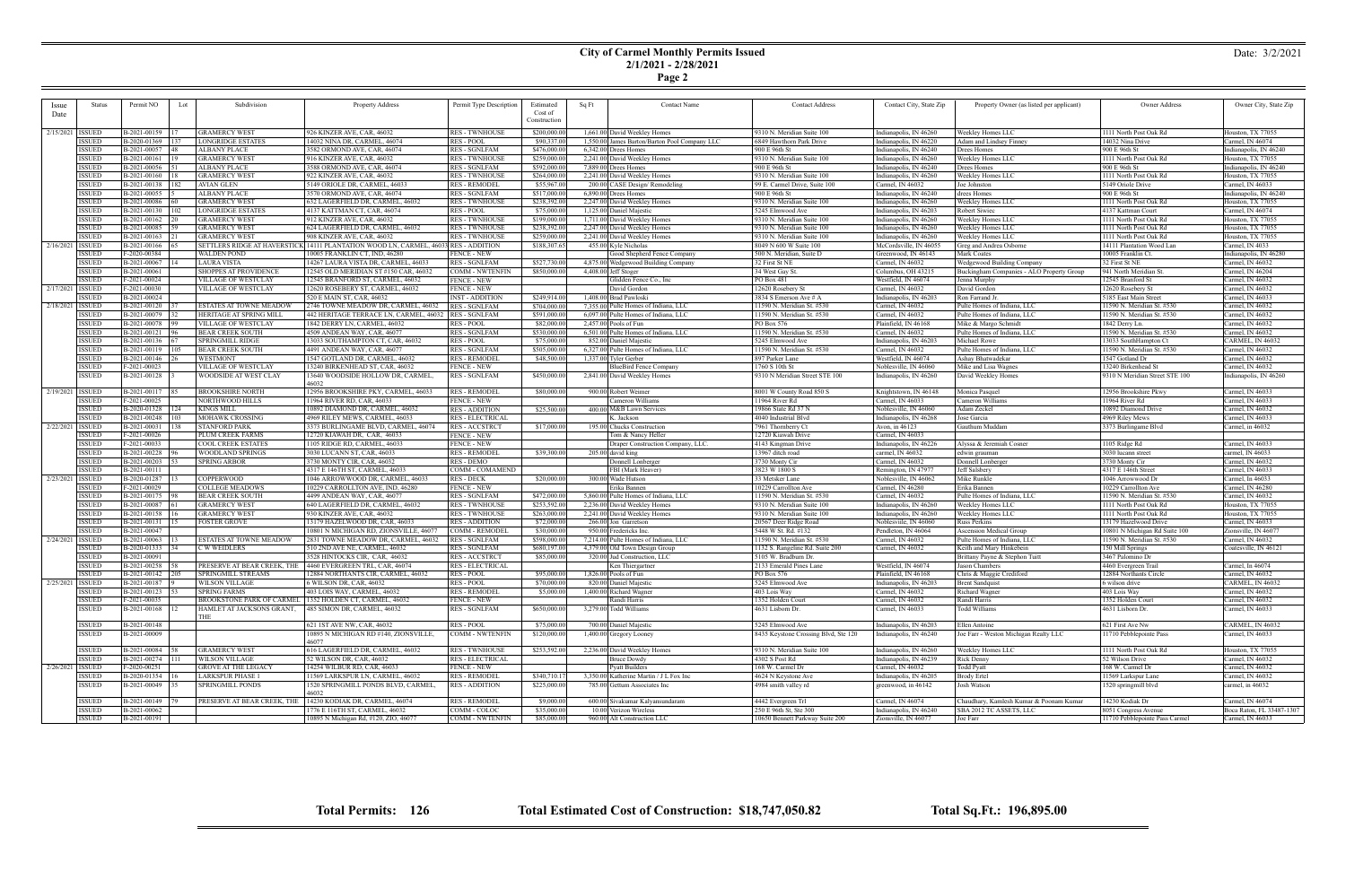# City of Carmel Monthly Permits Issued

## 2/1/2021 - 2/28/2021

Date: 3/2/2021

| Issue Date | Status | Permit NO | Lot | Subdivision | Property Address | Permit Type Description | Estimated Cost of Construction | Sq Ft | Contact Name | Contact Address | Contact City, State Zip | Property Owner (as listed per applicant) | Owner Address | Owner City, State Zip |
|---|---|---|---|---|---|---|---|---|---|---|---|---|---|---|
| 2/15/2021 | ISSUED | B-2021-00159 | 17 | GRAMERCY WEST | 926 KINZER AVE, CAR, 46032 | RES - TWNHOUSE | $200,000.00 | 1,661.00 | David Weekley Homes | 9310 N. Meridian Suite 100 | Indianapolis, IN 46260 | Weekley Homes LLC | 1111 North Post Oak Rd | Houston, TX 77055 |
| | ISSUED | B-2020-01369 | 137 | LONGRIDGE ESTATES | 14032 NINA DR, CARMEL, 46074 | RES - POOL | $90,337.00 | 1,550.00 | James Barton/Barton Pool Company LLC | 6849 Hawthorn Park Drive | Indianapolis, IN 46220 | Adam and Lindsey Finney | 14032 Nina Drive | Carmel, IN 46074 |
| | ISSUED | B-2021-00057 | 48 | ALBANY PLACE | 3582 ORMOND AVE, CAR, 46074 | RES - SGNLFAM | $476,000.00 | 6,342.00 | Drees Homes | 900 E 96th St | Indianapolis, IN 46240 | Drees Homes | 900 E 96th St | Indianapolis, IN 46240 |
| | ISSUED | B-2021-00161 | 19 | GRAMERCY WEST | 916 KINZER AVE, CAR, 46032 | RES - TWNHOUSE | $259,000.00 | 2,241.00 | David Weekley Homes | 9310 N. Meridian Suite 100 | Indianapolis, IN 46260 | Weekley Homes LLC | 1111 North Post Oak Rd | Houston, TX 77055 |
| | ISSUED | B-2021-00056 | 51 | ALBANY PLACE | 3588 ORMOND AVE, CAR, 46074 | RES - SGNLFAM | $592,000.00 | 7,889.00 | Drees Homes | 900 E 96th St | Indianapolis, IN 46240 | Drees Homes | 900 E 96th St | Indianapolis, IN 46240 |
| | ISSUED | B-2021-00160 | 18 | GRAMERCY WEST | 922 KINZER AVE, CAR, 46032 | RES - TWNHOUSE | $264,000.00 | 2,241.00 | David Weekley Homes | 9310 N. Meridian Suite 100 | Indianapolis, IN 46260 | Weekley Homes LLC | 1111 North Post Oak Rd | Houston, TX 77055 |
| | ISSUED | B-2021-00138 | 182 | AVIAN GLEN | 5149 ORIOLE DR, CARMEL, 46033 | RES - REMODEL | $55,967.00 | 200.00 | CASE Design/ Remodeling | 99 E. Carmel Drive, Suite 100 | Carmel, IN 46032 | Joe Johnston | 5149 Oriole Drive | Carmel, IN 46033 |
| | ISSUED | B-2021-00055 | 5 | ALBANY PLACE | 3570 ORMOND AVE, CAR, 46074 | RES - SGNLFAM | $517,000.00 | 6,890.00 | Drees Homes | 900 E 96th St | Indianapolis, IN 46240 | drees Homes | 900 E 96th St | Indianapolis, IN 46240 |
| | ISSUED | B-2021-00086 | 60 | GRAMERCY WEST | 632 LAGERFIELD DR, CARMEL, 46032 | RES - TWNHOUSE | $238,392.00 | 2,247.00 | David Weekley Homes | 9310 N. Meridian Suite 100 | Indianapolis, IN 46260 | Weekley Homes LLC | 1111 North Post Oak Rd | Houston, TX 77055 |
| | ISSUED | B-2021-00130 | 102 | LONGRIDGE ESTATES | 4137 KATMAN CT, CAR, 46074 | RES - POOL | $75,000.00 | 1,125.00 | Daniel Majestic | 5245 Elmwood Ave | Indianapolis, IN 46203 | Robert Siwiec | 4137 Katman Court | Carmel, IN 46074 |
| | ISSUED | B-2021-00162 | 20 | GRAMERCY WEST | 912 KINZER AVE, CAR, 46032 | RES - TWNHOUSE | $199,000.00 | 1,711.00 | David Weekley Homes | 9310 N. Meridian Suite 100 | Indianapolis, IN 46260 | Weekley Homes LLC | 1111 North Post Oak Rd | Houston, TX 77055 |
| | ISSUED | B-2021-00085 | 59 | GRAMERCY WEST | 624 LAGERFIELD DR, CARMEL, 46032 | RES - TWNHOUSE | $238,392.00 | 2,247.00 | David Weekley Homes | 9310 N. Meridian Suite 100 | Indianapolis, IN 46260 | Weekley Homes LLC | 1111 North Post Oak Rd | Houston, TX 77055 |
| | ISSUED | B-2021-00163 | 21 | GRAMERCY WEST | 908 KINZER AVE, CAR, 46032 | RES - TWNHOUSE | $259,000.00 | 2,241.00 | David Weekley Homes | 9310 N. Meridian Suite 100 | Indianapolis, IN 46260 | Weekley Homes LLC | 1111 North Post Oak Rd | Houston, TX 77055 |
| 2/16/2021 | ISSUED | B-2021-00166 | 65 | SETTLERS RIDGE AT HAVERSTICK | 14111 PLANTATION WOOD LN, CARMEL, 46033 | RES - ADDITION | $188,307.65 | 455.00 | Kyle Nicholas | 8049 N 600 W Suite 100 | McCordsville, IN 46055 | Greg and Andrea Osborne | 14111 Plantation Wood Lan | Carmel, IN 4033 |
| | ISSUED | F-2020-00384 | | WALDEN POND | 10005 FRANKLIN CT, IND, 46280 | FENCE - NEW | | | Good Shepherd Fence Company | 500 N. Meridian, Suite D | Greenwood, IN 46143 | Mark Coates | 10005 Franklin Ct. | Indianapolis, IN 46280 |
| | ISSUED | B-2021-00067 | 14 | LAURA VISTA | 14267 LAURA VISTA DR, CARMEL, 46033 | RES - SGNLFAM | $527,730.00 | 4,875.00 | Wedgewood Building Company | 32 First St NE | Carmel, IN 46032 | Wedgewood Building Company | 32 First St NE | Carmel, IN 46032 |
| | ISSUED | B-2021-00061 | | SHOPPES AT PROVIDENCE | 12545 OLD MERIDIAN ST #150 CAR, 46032 | COMM - NWTENFIN | $850,000.00 | 4,408.00 | Jeff Stoger | 34 West Gay St. | Columbus, OH 43215 | Buckingham Companies - ALO Property Group | 941 North Meridian St. | Carmel, IN 46204 |
| | ISSUED | F-2021-00024 | | VILLAGE OF WESTCLAY | 12545 BRANFORD ST, CARMEL, 46032 | FENCE - NEW | | | Glidden Fence Co., Inc | PO Box 481 | Westfield, IN 46074 | Jenna Murphy | 12545 Branford St | Carmel, IN 46032 |
| 2/17/2021 | ISSUED | F-2021-00030 | | VILLAGE OF WESTCLAY | 12620 ROSEBERY ST, CARMEL, 46032 | FENCE - NEW | | | David Gordon | 12620 Rosebery St | Carmel, IN 46032 | David Gordon | 12620 Rosebery St | Carmel, IN 46032 |
| | ISSUED | B-2021-00024 | | | 520 E MAIN ST, CAR, 46032 | INST - ADDITION | $249,914.00 | 1,408.00 | Brad Pawloski | 3834 S Emerson Ave # A | Indianapolis, IN 46203 | Ron Farrand Jr. | 5185 East Main Street | Carmel, IN 46033 |
| 2/18/2021 | ISSUED | B-2021-00120 | 37 | ESTATES AT TOWNE MEADOW | 2746 TOWNE MEADOW DR, CARMEL, 46032 | RES - SGNLFAM | $704,000.00 | 7,355.00 | Pulte Homes of Indiana, LLC | 11590 N. Meridian St. #530 | Carmel, IN 46032 | Pulte Homes of Indiana, LLC | 11590 N. Meridian St. #530 | Carmel, IN 46032 |
| | ISSUED | B-2021-00079 | 32 | HERITAGE AT SPRING MILL | 442 HERITAGE TERRACE LN, CARMEL, 46032 | RES - SGNLFAM | $591,000.00 | 6,097.00 | Pulte Homes of Indiana, LLC | 11590 N. Meridian St. #530 | Carmel, IN 46032 | Pulte Homes of Indiana, LLC | 11590 N. Meridian St. #530 | Carmel, IN 46032 |
| | ISSUED | B-2021-00078 | 99 | VILLAGE OF WESTCLAY | 1842 DERRY LN, CARMEL, 46032 | RES - POOL | $82,000.00 | 2,457.00 | Pools of Fun | PO Box 576 | Plainfield, IN 46168 | Mike & Margo Schmidt | 1842 Derry Ln. | Carmel, IN 46032 |
| | ISSUED | B-2021-00121 | 96 | BEAR CREEK SOUTH | 4509 ANDEAN WAY, CAR, 46077 | RES - SGNLFAM | $530,000.00 | 6,501.00 | Pulte Homes of Indiana, LLC | 11590 N. Meridian St. #530 | Carmel, IN 46032 | Pulte Homes of Indiana, LLC | 11590 N. Meridian St. #530 | Carmel, IN 46032 |
| | ISSUED | B-2021-00136 | 67 | SPRINGMILL RIDGE | 13033 SOUTHAMPTON CT, CAR, 46032 | RES - POOL | $75,000.00 | 852.00 | Daniel Majestic | 5245 Elmwood Ave | Indianapolis, IN 46203 | Michael Rowe | 13033 SouthHampton Ct | CARMEL, IN 46032 |
| | ISSUED | B-2021-00119 | 105 | BEAR CREEK SOUTH | 4491 ANDEAN WAY, CAR, 46077 | RES - SGNLFAM | $505,000.00 | 6,327.00 | Pulte Homes of Indiana, LLC | 11590 N. Meridian St. #530 | Carmel, IN 46032 | Pulte Homes of Indiana, LLC | 11590 N. Meridian St. #530 | Carmel, IN 46032 |
| | ISSUED | B-2021-00146 | 26 | WESTMONT | 1547 GOTLAND DR, CARMEL, 46032 | RES - REMODEL | $48,500.00 | 1,337.00 | Tyler Gerber | 897 Parker Lane | Westfield, IN 46074 | Ashay Bhatwadekar | 1547 Gotland Dr | Carmel, IN 46032 |
| | ISSUED | F-2021-00023 | | VILLAGE OF WESTCLAY | 13240 BIRKENHEAD ST, CAR, 46032 | FENCE - NEW | | | BlueBird Fence Company | 1760 S 10th St | Noblesville, IN 46060 | Mike and Lisa Wagnes | 13240 Birkenhead St | Carmel, IN 46032 |
| | ISSUED | B-2021-00128 | 3 | WOODSIDE AT WEST CLAY | 13640 WOODSIDE HOLLOW DR, CARMEL, 46032 | RES - SGNLFAM | $450,000.00 | 2,841.00 | David Weekley Homes | 9310 N Meridian Street STE 100 | Indianapolis, IN 46260 | David Weekley Homes | 9310 N Meridian Street STE 100 | Indianapolis, IN 46260 |
| 2/19/2021 | ISSUED | B-2021-00117 | 85 | BROOKSHIRE NORTH | 12956 BROOKSHIRE PKY, CARMEL, 46033 | RES - REMODEL | $80,000.00 | 900.00 | Robert Weimer | 8001 W County Road 850 S | Knightstown, IN 46148 | Monica Pasquel | 12956 Brookshire Pkwy | Carmel, IN 46033 |
| | ISSUED | F-2021-00025 | | NORTHWOOD HILLS | 11964 RIVER RD, CAR, 46033 | FENCE - NEW | | | Cameron Williams | 11964 River Rd | Carmel, IN 46033 | Cameron Williams | 11964 River Rd | Carmel, IN 46033 |
| | ISSUED | B-2020-01328 | 124 | KINGS MILL | 10892 DIAMOND DR, CARMEL, 46032 | RES - ADDITION | $25,500.00 | 400.00 | M&B Lawn Services | 19866 State Rd 37 N | Noblesville, IN 46060 | Adam Zeckel | 10892 Diamond Drive | Carmel, IN 46032 |
| | ISSUED | B-2021-00248 | 103 | MOHAWK CROSSING | 4969 RILEY MEWS, CARMEL, 46033 | RES - ELECTRICAL | | | K. Jackson | 4040 Industrial Blvd | Indianapolis, IN 46268 | Jose Garcia | 4969 Riley Mews | Carmel, IN 46033 |
| 2/22/2021 | ISSUED | B-2021-00031 | 138 | STANFORD PARK | 3373 BURLINGAME BLVD, CARMEL, 46074 | RES - ACCSTRCT | $17,000.00 | 195.00 | Chucks Construction | 7961 Thornberry Ct | Avon, in 46123 | Gauthum Muddam | 3373 Burlingame Blvd | Carmel, in 46032 |
| | ISSUED | F-2021-00026 | | PLUM CREEK FARMS | 12720 KIAWAH DR, CAR, 46033 | FENCE - NEW | | | Tom & Nancy Heller | 12720 Kiawah Drive | Carmel, IN 46033 | | | |
| | ISSUED | F-2021-00033 | | COOL CREEK ESTATES | 1105 RIDGE RD, CARMEL, 46033 | FENCE - NEW | | | Draper Construction Company, LLC. | 4143 Kingman Drive | Indianapolis, IN 46226 | Alyssa & Jeremiah Cosner | 1105 Ridge Rd | Carmel, IN 46033 |
| | ISSUED | B-2021-00228 | 96 | WOODLAND SPRINGS | 3030 LUCANN ST, CAR, 46033 | RES - REMODEL | $39,300.00 | 205.00 | david king | 13967 ditch road | carmel, IN 46032 | edwin grauman | 3030 lucann street | carmel, IN 46033 |
| | ISSUED | B-2021-00203 | 53 | SPRING ARBOR | 3730 MONTY CIR, CAR, 46032 | RES - DEMO | | | Donnell Lonberger | 3730 Monty Cir | Carmel, IN 46032 | Donnell Lonberger | 3730 Monty Cir | Carmel, IN 46032 |
| | ISSUED | B-2021-00111 | | | 4317 E 146TH ST, CARMEL, 46033 | COMM - COMAMEND | | | FBI (Mark Heaver) | 3823 W 1800 S | Remington, IN 47977 | Jeff Salsbery | 4317 E 146th Street | Carmel, IN 46033 |
| 2/23/2021 | ISSUED | B-2020-01287 | 13 | COPPERWOOD | 1046 ARROWWOOD DR, CARMEL, 46033 | RES - DECK | $20,000.00 | 300.00 | Wade Hutson | 33 Metsker Lane | Noblesville, IN 46062 | Mike Runkle | 1046 Arrowwood Dr | Carmel, In 46033 |
| | ISSUED | F-2021-00029 | | COLLEGE MEADOWS | 10229 CARROLLTON AVE, IND, 46280 | FENCE - NEW | | | Erika Bannen | 10229 Carrollton Ave | Carmel, IN 46280 | Erika Bannen | 10229 Carrollton Ave | Carmel, IN 46280 |
| | ISSUED | B-2021-00175 | 98 | BEAR CREEK SOUTH | 4499 ANDEAN WAY, CAR, 46077 | RES - SGNLFAM | $472,000.00 | 5,860.00 | Pulte Homes of Indiana, LLC | 11590 N. Meridian St. #530 | Carmel, IN 46032 | Pulte Homes of Indiana, LLC | 11590 N. Meridian St. #530 | Carmel, IN 46032 |
| | ISSUED | B-2021-00087 | 61 | GRAMERCY WEST | 640 LAGERFIELD DR, CARMEL, 46032 | RES - TWNHOUSE | $253,592.00 | 2,236.00 | David Weekley Homes | 9310 N. Meridian Suite 100 | Indianapolis, IN 46260 | Weekley Homes LLC | 1111 North Post Oak Rd | Houston, TX 77055 |
| | ISSUED | B-2021-00158 | 16 | GRAMERCY WEST | 930 KINZER AVE, CAR, 46032 | RES - TWNHOUSE | $263,000.00 | 2,241.00 | David Weekley Homes | 9310 N. Meridian Suite 100 | Indianapolis, IN 46260 | Weekley Homes LLC | 1111 North Post Oak Rd | Houston, TX 77055 |
| | ISSUED | B-2021-00131 | 15 | FOSTER GROVE | 13179 HAZELWOOD DR, CAR, 46033 | RES - ADDITION | $72,000.00 | 266.00 | Jon Garretson | 20567 Deer Ridge Road | Noblesville, IN 46060 | Russ Perkins | 13179 Hazelwood Drive | Carmel, IN 46033 |
| | ISSUED | B-2021-00047 | | | 10801 N MICHIGAN RD, ZIONSVILLE, 46077 | COMM - REMODEL | $30,000.00 | 950.00 | Fredericks Inc. | 5448 W St. Rd. #132 | Pendleton, IN 46064 | Ascension Medical Group | 10801 N Michigan Rd Suite 100 | Zionsville, IN 46077 |
| 2/24/2021 | ISSUED | B-2021-00063 | 13 | ESTATES AT TOWNE MEADOW | 2831 TOWNE MEADOW DR, CARMEL, 46032 | RES - SGNLFAM | $598,000.00 | 7,214.00 | Pulte Homes of Indiana, LLC | 11590 N. Meridian St. #530 | Carmel, IN 46032 | Pulte Homes of Indiana, LLC | 11590 N. Meridian St. #530 | Carmel, IN 46032 |
| | ISSUED | B-2020-01333 | 34 | C W WEIDLERS | 510 2ND AVE NE, CARMEL, 46032 | RES - SGNLFAM | $680,197.00 | 4,379.00 | Old Town Design Group | 1132 S. Rangeline Rd. Suite 200 | Carmel, IN 46032 | Keith and Mary Hinkebein | 150 Mill Springs | Coatesville, IN 46121 |
| | ISSUED | B-2021-00091 | | | 3528 HINTOCKS CIR, CAR, 46032 | RES - ACCSTRCT | $85,000.00 | 320.00 | Jd Construction, LLC | 5105 W. Bradburn Dr. | | Brittany Payne & Stephon Tuitt | 3467 Palomino Dr | |
| | ISSUED | B-2021-00258 | 58 | PRESERVE AT BEAR CREEK, THE | 4460 EVERGREEN TRL, CAR, 46074 | RES - ELECTRICAL | | | Ken Thiergartner | 2133 Emerald Pines Lane | Westfield, IN 46074 | Jason Chambers | 4460 Evergreen Trail | Carmel, In 46074 |
| | ISSUED | B-2021-00142 | 205 | SPRINGMILL STREAMS | 12884 NORTHANTS CIR, CARMEL, 46032 | RES - POOL | $95,000.00 | 1,826.00 | Pools of Fun | PO Box 576 | Plainfield, IN 46168 | Chris & Maggie Crediford | 12884 Northants Circle | Carmel, IN 46032 |
| 2/25/2021 | ISSUED | B-2021-00187 | 9 | WILSON VILLAGE | 6 WILSON DR, CAR, 46032 | RES - POOL | $70,000.00 | 820.00 | Daniel Majestic | 5245 Elmwood Ave | Indianapolis, IN 46203 | Brent Sandquist | 6 wilson drive | CARMEL, IN 46032 |
| | ISSUED | B-2021-00123 | 53 | SPRING FARMS | 403 LOIS WAY, CARMEL, 46032 | RES - REMODEL | $5,000.00 | 1,400.00 | Richard Wagner | 403 Lois Way | Carmel, IN 46032 | Richard Wagner | 403 Lois Way | Carmel, IN 46032 |
| | ISSUED | F-2021-00035 | | BROOKSTONE PARK OF CARMEL | 1352 HOLDEN CT, CARMEL, 46032 | FENCE - NEW | | | Randi Harris | 1352 Holden Court | Carmel, IN 46032 | Randi Harris | 1352 Holden Court | Carmel, IN 46032 |
| | ISSUED | B-2021-00168 | 12 | HAMLET AT JACKSONS GRANT, THE | 485 SIMON DR, CARMEL, 46032 | RES - SGNLFAM | $650,000.00 | 3,279.00 | Todd Williams | 4631 Lisborn Dr. | Carmel, IN 46033 | Todd Williams | 4631 Lisborn Dr. | Carmel, IN 46033 |
| | ISSUED | B-2021-00148 | | | 621 1ST AVE NW, CAR, 46032 | RES - POOL | $75,000.00 | 700.00 | Daniel Majestic | 5245 Elmwood Ave | Indianapolis, IN 46203 | Ellen Antoine | 621 First Ave Nw | CARMEL, IN 46032 |
| | ISSUED | B-2021-00009 | | | 10895 N MICHIGAN RD #140, ZIONSVILLE, 46077 | COMM - NWTENFIN | $120,000.00 | 1,400.00 | Gregory Looney | 8435 Keystone Crossing Blvd, Ste 120 | Indianapolis, IN 46240 | Joe Farr - Weston Michigan Realty LLC | 11710 Pebblepointe Pass | Carmel, IN 46033 |
| | ISSUED | B-2021-00084 | 58 | GRAMERCY WEST | 616 LAGERFIELD DR, CARMEL, 46032 | RES - TWNHOUSE | $253,592.00 | 2,236.00 | David Weekley Homes | 9310 N. Meridian Suite 100 | Indianapolis, IN 46260 | Weekley Homes LLC | 1111 North Post Oak Rd | Houston, TX 77055 |
| | ISSUED | B-2021-00274 | 111 | WILSON VILLAGE | 52 WILSON DR, CAR, 46032 | RES - ELECTRICAL | | | Bruce Dowdy | 4302 S Post Rd | Indianapolis, IN 46239 | Rick Denny | 52 Wilson Drive | Carmel, IN 46032 |
| 2/26/2021 | ISSUED | F-2020-00251 | | GROVE AT THE LEGACY | 14254 WILBUR RD, CAR, 46033 | FENCE - NEW | | | Pyatt Builders | 168 W. Carmel Dr | Carmel, IN 46032 | Todd Pyatt | 168 W. Carmel Dr | Carmel, IN 46032 |
| | ISSUED | B-2020-01354 | 16 | LARKSPUR PHASE 1 | 11569 LARKSPUR LN, CARMEL, 46032 | RES - REMODEL | $340,710.17 | 3,350.00 | Katherine Martin / J L Fox Inc | 4624 N Keystone Ave | Indianapolis, IN 46205 | Brody Ertel | 11569 Larkspur Lane | Carmel, IN 46032 |
| | ISSUED | B-2020-00049 | 35 | SPRINGMILL PONDS | 1520 SPRINGMILL PONDS BLVD, CARMEL, 46032 | RES - ADDITION | $225,000.00 | 785.00 | Gettum Associates Inc | 4984 smith valley rd | greenwood, in 46142 | Josh Watson | 1520 springmill blvd | carmel, in 46032 |
| | ISSUED | B-2021-00149 | 79 | PRESERVE AT BEAR CREEK, THE | 14230 KODIAK DR, CARMEL, 46074 | RES - REMODEL | $9,000.00 | 600.00 | Sivakumar Kalyansundaram | 4442 Evergreen Trl | Carmel, IN 46074 | Chaudhary, Kamlesh Kumar & Poonam Kumar | 14230 Kodiak Dr | Carmel, IN 46074 |
| | ISSUED | B-2021-00062 | | | 1776 E 116TH ST, CARMEL, 46032 | COMM - COLO | $35,000.00 | 10.00 | Verizon Wireless | 250 E 96th St, Ste 300 | Indianapolis, IN 46240 | SBA 2012 TC ASSETS, LLC | 8051 Congress Avenue | Boca Raton, FL 33487-1307 |
| | ISSUED | B-2021-00191 | | | 10895 N Michigan Rd, #120, ZIO, 46077 | COMM - NWTENFIN | $85,000.00 | 960.00 | Alt Construction LLC | 10650 Bennett Parkway Suite 200 | Zionsville, IN 46077 | Joe Farr | 11710 Pebblepointe Pass Carmel | Carmel, IN 46033 |

**Total Permits: 126** **Total Estimated Cost of Construction: $18,747,050.82** **Total Sq.Ft.: 196,895.00**